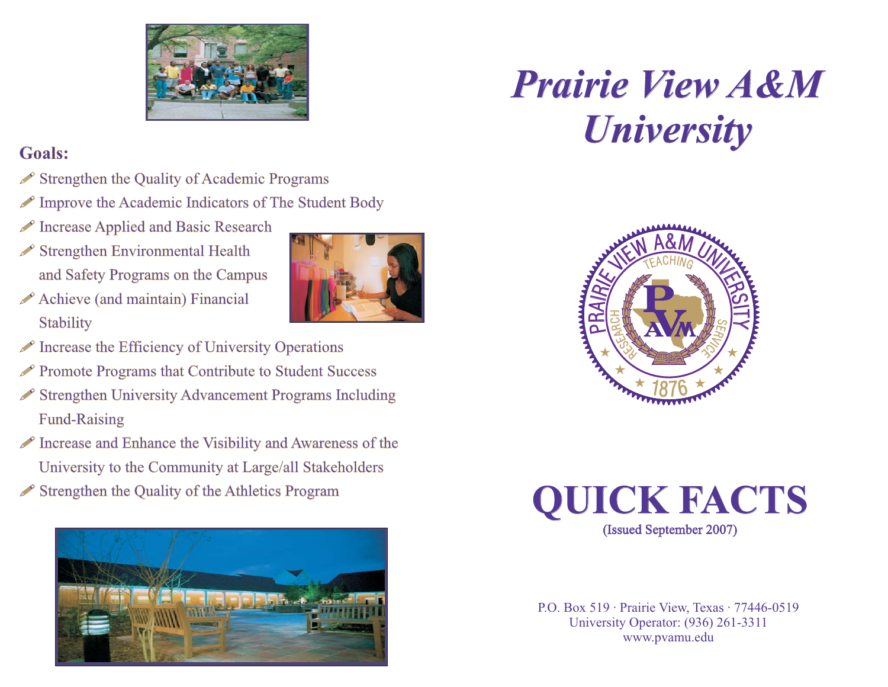## Goals:

- Strengthen the Quality of Academic Programs
- Improve the Academic Indicators of The Student Body
- Increase Applied and Basic Research
- Strengthen Environmental Health and Safety Programs on the Campus
- Achieve (and maintain) Financial Stability
- Increase the Efficiency of University Operations
- Promote Programs that Contribute to Student Success
- Strengthen University Advancement Programs Including Fund-Raising
- Increase and Enhance the Visibility and Awareness of the University to the Community at Large/all Stakeholders
- Strengthen the Quality of the Athletics Program

# *Prairie View A&M University*

# QUICK FACTS

(Issued September 2007)

P.O. Box 519 · Prairie View, Texas · 77446-0519
University Operator: (936) 261-3311
www.pvamu.edu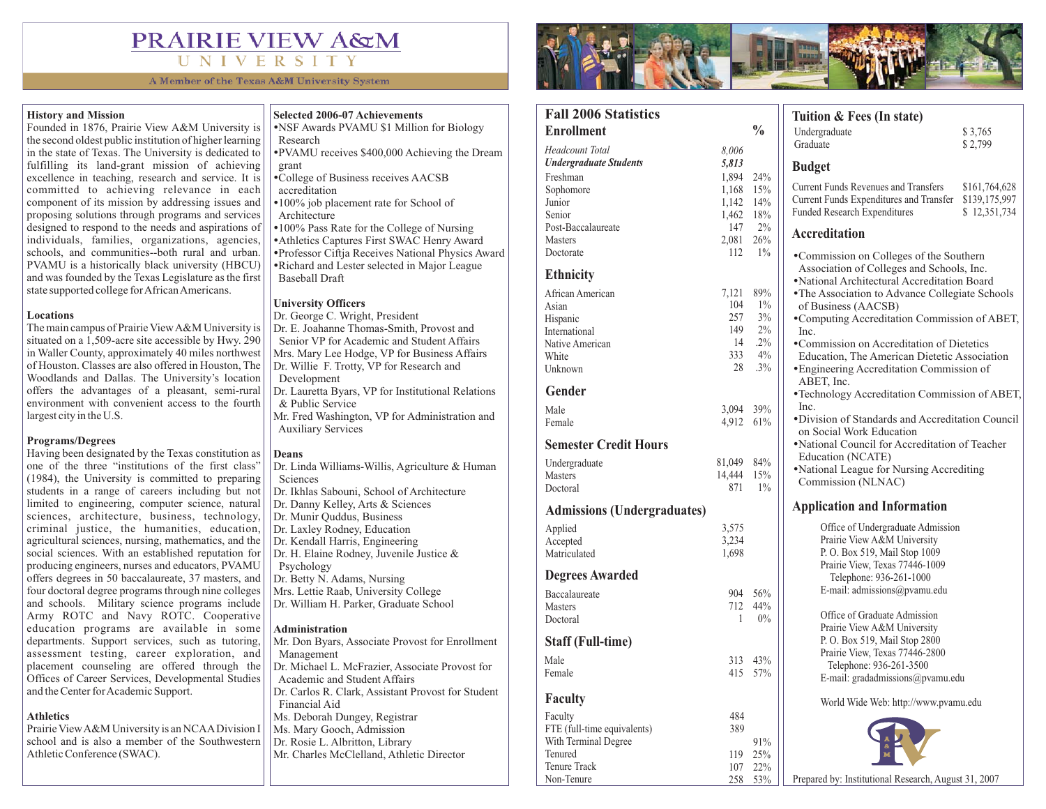# PRAIRIE VIEW A&M UNIVERSITY

A Member of the Texas A&M University System

## History and Mission

Founded in 1876, Prairie View A&M University is the second oldest public institution of higher learning in the state of Texas. The University is dedicated to fulfilling its land-grant mission of achieving excellence in teaching, research and service. It is committed to achieving relevance in each component of its mission by addressing issues and proposing solutions through programs and services designed to respond to the needs and aspirations of individuals, families, organizations, agencies, schools, and communities--both rural and urban. PVAMU is a historically black university (HBCU) and was founded by the Texas Legislature as the first state supported college for African Americans.

## Locations

The main campus of Prairie View A&M University is situated on a 1,509-acre site accessible by Hwy. 290 in Waller County, approximately 40 miles northwest of Houston. Classes are also offered in Houston, The Woodlands and Dallas. The University's location offers the advantages of a pleasant, semi-rural environment with convenient access to the fourth largest city in the U.S.

## Programs/Degrees

Having been designated by the Texas constitution as one of the three "institutions of the first class" (1984), the University is committed to preparing students in a range of careers including but not limited to engineering, computer science, natural sciences, architecture, business, technology, criminal justice, the humanities, education, agricultural sciences, nursing, mathematics, and the social sciences. With an established reputation for producing engineers, nurses and educators, PVAMU offers degrees in 50 baccalaureate, 37 masters, and four doctoral degree programs through nine colleges and schools. Military science programs include Army ROTC and Navy ROTC. Cooperative education programs are available in some departments. Support services, such as tutoring, assessment testing, career exploration, and placement counseling are offered through the Offices of Career Services, Developmental Studies and the Center for Academic Support.

## Athletics

Prairie View A&M University is an NCAA Division I school and is also a member of the Southwestern Athletic Conference (SWAC).

## Selected 2006-07 Achievements

- NSF Awards PVAMU $1 Million for Biology Research
- PVAMU receives $400,000 Achieving the Dream grant
- College of Business receives AACSB accreditation
- 100% job placement rate for School of Architecture
- 100% Pass Rate for the College of Nursing
- Athletics Captures First SWAC Henry Award
- Professor Ciftja Receives National Physics Award
- Richard and Lester selected in Major League Baseball Draft

## University Officers

Dr. George C. Wright, President
Dr. E. Joahanne Thomas-Smith, Provost and Senior VP for Academic and Student Affairs
Mrs. Mary Lee Hodge, VP for Business Affairs
Dr. Willie F. Trotty, VP for Research and Development
Dr. Lauretta Byars, VP for Institutional Relations & Public Service
Mr. Fred Washington, VP for Administration and Auxiliary Services

## Deans

Dr. Linda Williams-Willis, Agriculture & Human Sciences
Dr. Ikhlas Sabouni, School of Architecture
Dr. Danny Kelley, Arts & Sciences
Dr. Munir Quddus, Business
Dr. Laxley Rodney, Education
Dr. Kendall Harris, Engineering
Dr. H. Elaine Rodney, Juvenile Justice & Psychology
Dr. Betty N. Adams, Nursing
Mrs. Lettie Raab, University College
Dr. William H. Parker, Graduate School

## Administration

Mr. Don Byars, Associate Provost for Enrollment Management
Dr. Michael L. McFrazier, Associate Provost for Academic and Student Affairs
Dr. Carlos R. Clark, Assistant Provost for Student Financial Aid
Ms. Deborah Dungey, Registrar
Ms. Mary Gooch, Admission
Dr. Rosie L. Albritton, Library
Mr. Charles McClelland, Athletic Director

## Fall 2006 Statistics

### Enrollment

| | | % |
|---|---|---|
| *Headcount Total* | *8,006* | |
| ***Undergraduate Students*** | ***5,813*** | |
| Freshman | 1,894 | 24% |
| Sophomore | 1,168 | 15% |
| Junior | 1,142 | 14% |
| Senior | 1,462 | 18% |
| Post-Baccalaureate | 147 | 2% |
| Masters | 2,081 | 26% |
| Doctorate | 112 | 1% |

### Ethnicity

| | | |
|---|---|---|
| African American | 7,121 | 89% |
| Asian | 104 | 1% |
| Hispanic | 257 | 3% |
| International | 149 | 2% |
| Native American | 14 | .2% |
| White | 333 | 4% |
| Unknown | 28 | .3% |

### Gender

| | | |
|---|---|---|
| Male | 3,094 | 39% |
| Female | 4,912 | 61% |

### Semester Credit Hours

| | | |
|---|---|---|
| Undergraduate | 81,049 | 84% |
| Masters | 14,444 | 15% |
| Doctoral | 871 | 1% |

### Admissions (Undergraduates)

| | |
|---|---|
| Applied | 3,575 |
| Accepted | 3,234 |
| Matriculated | 1,698 |

### Degrees Awarded

| | | |
|---|---|---|
| Baccalaureate | 904 | 56% |
| Masters | 712 | 44% |
| Doctoral | 1 | 0% |

### Staff (Full-time)

| | | |
|---|---|---|
| Male | 313 | 43% |
| Female | 415 | 57% |

### Faculty

| | | |
|---|---|---|
| Faculty | 484 | |
| FTE (full-time equivalents) | 389 | |
| With Terminal Degree | | 91% |
| Tenured | 119 | 25% |
| Tenure Track | 107 | 22% |
| Non-Tenure | 258 | 53% |

## Tuition & Fees (In state)

| | |
|---|---|
| Undergraduate | $ 3,765 |
| Graduate | $ 2,799 |

## Budget

| | |
|---|---|
| Current Funds Revenues and Transfers | $161,764,628 |
| Current Funds Expenditures and Transfer | $139,175,997 |
| Funded Research Expenditures | $ 12,351,734 |

## Accreditation

- Commission on Colleges of the Southern Association of Colleges and Schools, Inc.
- National Architectural Accreditation Board
- The Association to Advance Collegiate Schools of Business (AACSB)
- Computing Accreditation Commission of ABET, Inc.
- Commission on Accreditation of Dietetics Education, The American Dietetic Association
- Engineering Accreditation Commission of ABET, Inc.
- Technology Accreditation Commission of ABET, Inc.
- Division of Standards and Accreditation Council on Social Work Education
- National Council for Accreditation of Teacher Education (NCATE)
- National League for Nursing Accrediting Commission (NLNAC)

## Application and Information

Office of Undergraduate Admission
Prairie View A&M University
P. O. Box 519, Mail Stop 1009
Prairie View, Texas 77446-1009
Telephone: 936-261-1000
E-mail: admissions@pvamu.edu

Office of Graduate Admission
Prairie View A&M University
P. O. Box 519, Mail Stop 2800
Prairie View, Texas 77446-2800
Telephone: 936-261-3500
E-mail: gradadmissions@pvamu.edu

World Wide Web: http://www.pvamu.edu

Prepared by: Institutional Research, August 31, 2007